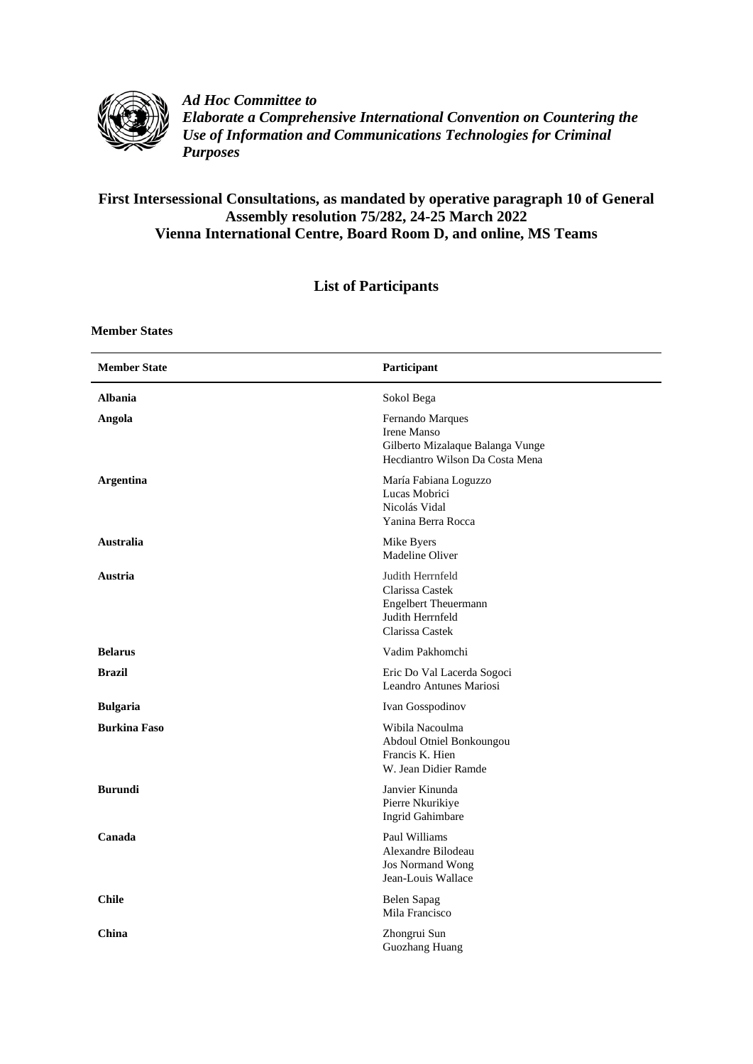*Ad Hoc Committee to*
*Elaborate a Comprehensive International Convention on Countering the Use of Information and Communications Technologies for Criminal Purposes*

## First Intersessional Consultations, as mandated by operative paragraph 10 of General Assembly resolution 75/282, 24-25 March 2022 Vienna International Centre, Board Room D, and online, MS Teams

## List of Participants

**Member States**

| Member State | Participant |
|---|---|
| **Albania** | Sokol Bega |
| **Angola** | Fernando Marques<br>Irene Manso<br>Gilberto Mizalaque Balanga Vunge<br>Hecdiantro Wilson Da Costa Mena |
| **Argentina** | María Fabiana Loguzzo<br>Lucas Mobrici<br>Nicolás Vidal<br>Yanina Berra Rocca |
| **Australia** | Mike Byers<br>Madeline Oliver |
| **Austria** | Judith Herrnfeld<br>Clarissa Castek<br>Engelbert Theuermann<br>Judith Herrnfeld<br>Clarissa Castek |
| **Belarus** | Vadim Pakhomchi |
| **Brazil** | Eric Do Val Lacerda Sogoci<br>Leandro Antunes Mariosi |
| **Bulgaria** | Ivan Gosspodinov |
| **Burkina Faso** | Wibila Nacoulma<br>Abdoul Otniel Bonkoungou<br>Francis K. Hien<br>W. Jean Didier Ramde |
| **Burundi** | Janvier Kinunda<br>Pierre Nkurikiye<br>Ingrid Gahimbare |
| **Canada** | Paul Williams<br>Alexandre Bilodeau<br>Jos Normand Wong<br>Jean-Louis Wallace |
| **Chile** | Belen Sapag<br>Mila Francisco |
| **China** | Zhongrui Sun<br>Guozhang Huang |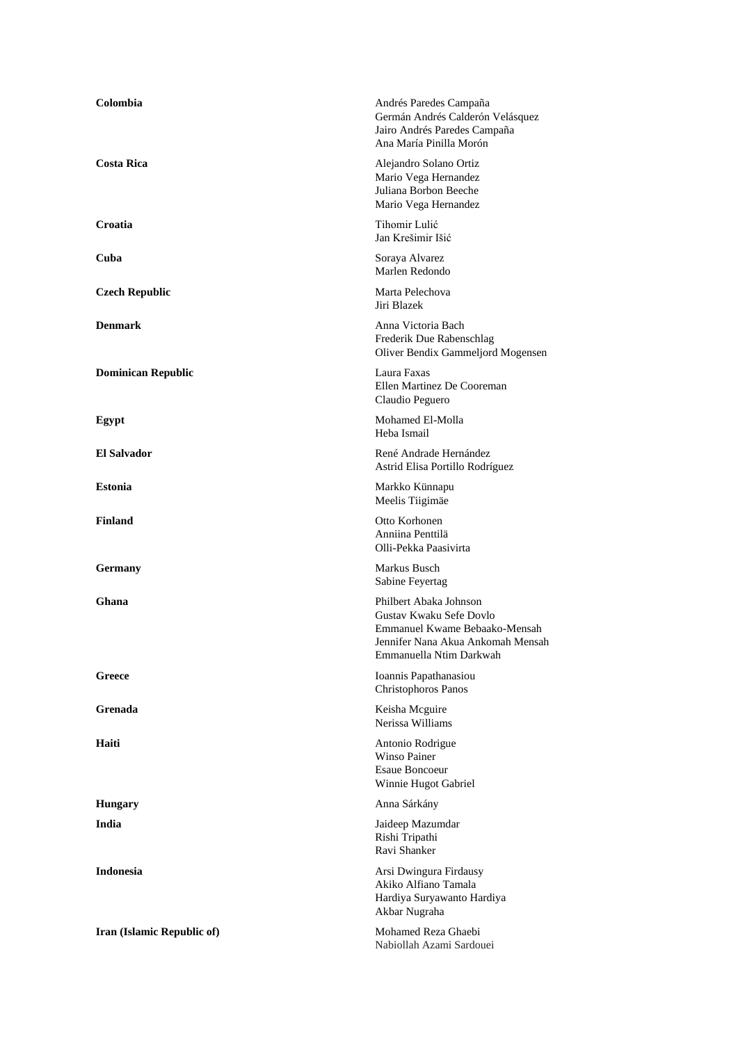**Colombia**
Andrés Paredes Campaña
Germán Andrés Calderón Velásquez
Jairo Andrés Paredes Campaña
Ana María Pinilla Morón

**Costa Rica**
Alejandro Solano Ortiz
Mario Vega Hernandez
Juliana Borbon Beeche
Mario Vega Hernandez

**Croatia**
Tihomir Lulić
Jan Krešimir Išić

**Cuba**
Soraya Alvarez
Marlen Redondo

**Czech Republic**
Marta Pelechova
Jiri Blazek

**Denmark**
Anna Victoria Bach
Frederik Due Rabenschlag
Oliver Bendix Gammeljord Mogensen

**Dominican Republic**
Laura Faxas
Ellen Martinez De Cooreman
Claudio Peguero

**Egypt**
Mohamed El-Molla
Heba Ismail

**El Salvador**
René Andrade Hernández
Astrid Elisa Portillo Rodríguez

**Estonia**
Markko Künnapu
Meelis Tiigimäe

**Finland**
Otto Korhonen
Anniina Penttilä
Olli-Pekka Paasivirta

**Germany**
Markus Busch
Sabine Feyertag

**Ghana**
Philbert Abaka Johnson
Gustav Kwaku Sefe Dovlo
Emmanuel Kwame Bebaako-Mensah
Jennifer Nana Akua Ankomah Mensah
Emmanuella Ntim Darkwah

**Greece**
Ioannis Papathanasiou
Christophoros Panos

**Grenada**
Keisha Mcguire
Nerissa Williams

**Haiti**
Antonio Rodrigue
Winso Painer
Esaue Boncoeur
Winnie Hugot Gabriel

**Hungary**
Anna Sárkány

**India**
Jaideep Mazumdar
Rishi Tripathi
Ravi Shanker

**Indonesia**
Arsi Dwingura Firdausy
Akiko Alfiano Tamala
Hardiya Suryawanto Hardiya
Akbar Nugraha

**Iran (Islamic Republic of)**
Mohamed Reza Ghaebi
Nabiollah Azami Sardouei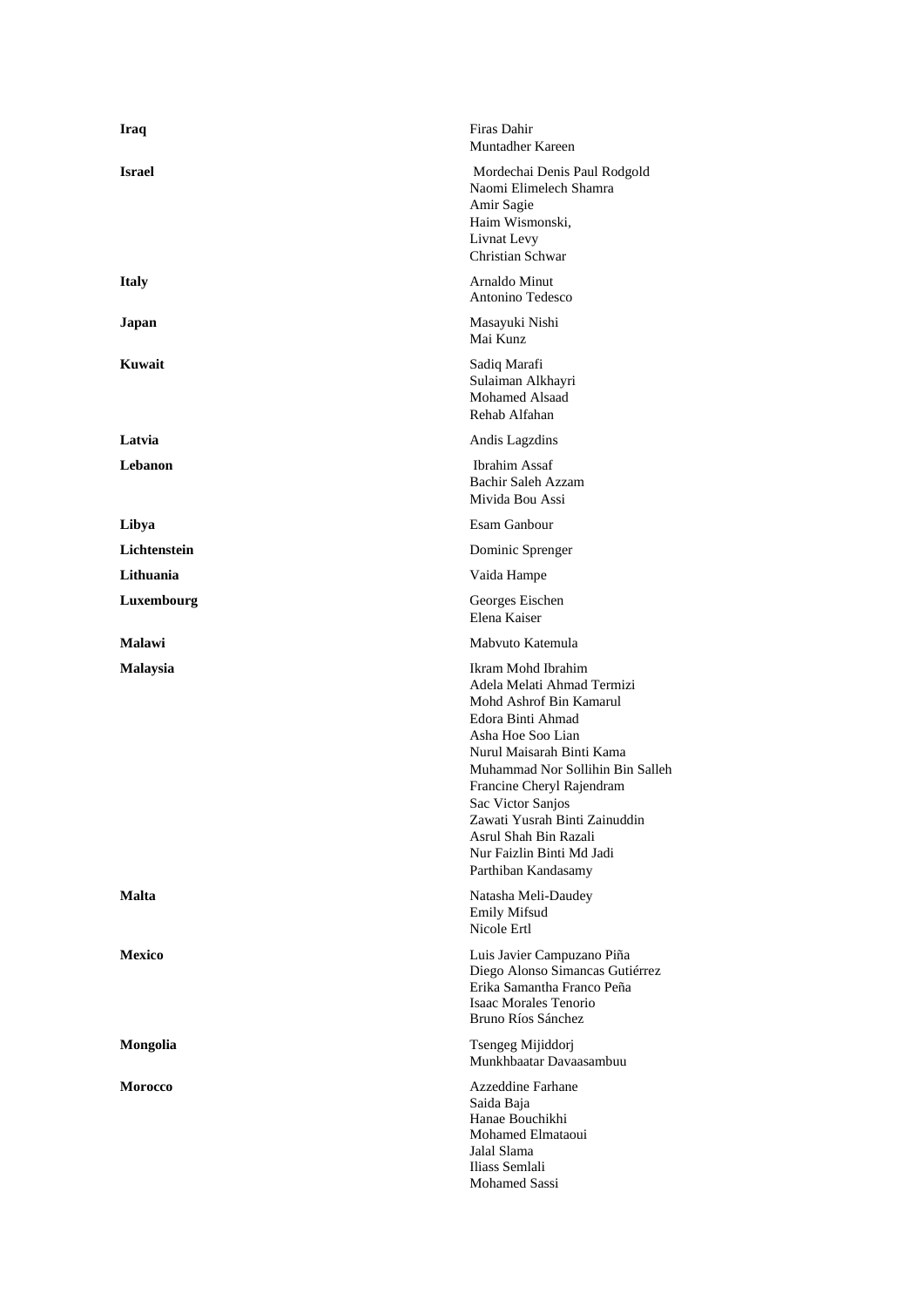| | |
|---|---|
| **Iraq** | Firas Dahir<br>Muntadher Kareen |
| **Israel** | Mordechai Denis Paul Rodgold<br>Naomi Elimelech Shamra<br>Amir Sagie<br>Haim Wismonski,<br>Livnat Levy<br>Christian Schwar |
| **Italy** | Arnaldo Minut<br>Antonino Tedesco |
| **Japan** | Masayuki Nishi<br>Mai Kunz |
| **Kuwait** | Sadiq Marafi<br>Sulaiman Alkhayri<br>Mohamed Alsaad<br>Rehab Alfahan |
| **Latvia** | Andis Lagzdins |
| **Lebanon** | Ibrahim Assaf<br>Bachir Saleh Azzam<br>Mivida Bou Assi |
| **Libya** | Esam Ganbour |
| **Lichtenstein** | Dominic Sprenger |
| **Lithuania** | Vaida Hampe |
| **Luxembourg** | Georges Eischen<br>Elena Kaiser |
| **Malawi** | Mabvuto Katemula |
| **Malaysia** | Ikram Mohd Ibrahim<br>Adela Melati Ahmad Termizi<br>Mohd Ashrof Bin Kamarul<br>Edora Binti Ahmad<br>Asha Hoe Soo Lian<br>Nurul Maisarah Binti Kama<br>Muhammad Nor Sollihin Bin Salleh<br>Francine Cheryl Rajendram<br>Sac Victor Sanjos<br>Zawati Yusrah Binti Zainuddin<br>Asrul Shah Bin Razali<br>Nur Faizlin Binti Md Jadi<br>Parthiban Kandasamy |
| **Malta** | Natasha Meli-Daudey<br>Emily Mifsud<br>Nicole Ertl |
| **Mexico** | Luis Javier Campuzano Piña<br>Diego Alonso Simancas Gutiérrez<br>Erika Samantha Franco Peña<br>Isaac Morales Tenorio<br>Bruno Ríos Sánchez |
| **Mongolia** | Tsengeg Mijiddorj<br>Munkhbaatar Davaasambuu |
| **Morocco** | Azzeddine Farhane<br>Saida Baja<br>Hanae Bouchikhi<br>Mohamed Elmataoui<br>Jalal Slama<br>Iliass Semlali<br>Mohamed Sassi |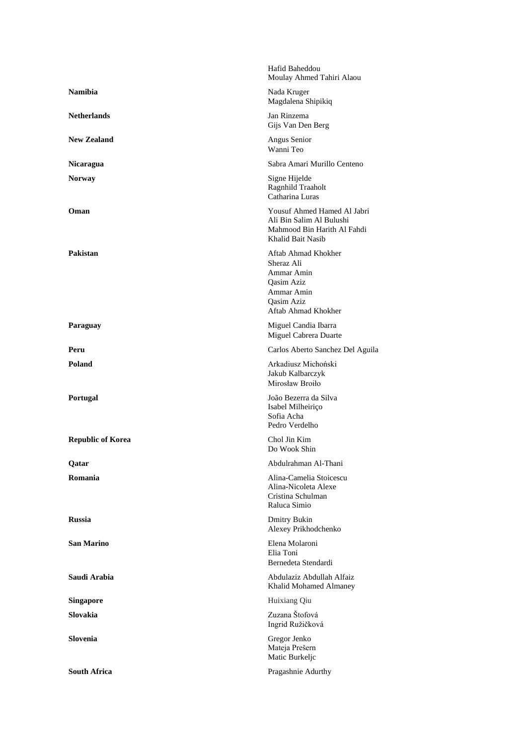| | |
|---|---|
| | Hafid Baheddou<br>Moulay Ahmed Tahiri Alaou |
| **Namibia** | Nada Kruger<br>Magdalena Shipikiq |
| **Netherlands** | Jan Rinzema<br>Gijs Van Den Berg |
| **New Zealand** | Angus Senior<br>Wanni Teo |
| **Nicaragua** | Sabra Amari Murillo Centeno |
| **Norway** | Signe Hijelde<br>Ragnhild Traaholt<br>Catharina Luras |
| **Oman** | Yousuf Ahmed Hamed Al Jabri<br>Ali Bin Salim Al Bulushi<br>Mahmood Bin Harith Al Fahdi<br>Khalid Bait Nasib |
| **Pakistan** | Aftab Ahmad Khokher<br>Sheraz Ali<br>Ammar Amin<br>Qasim Aziz<br>Ammar Amin<br>Qasim Aziz<br>Aftab Ahmad Khokher |
| **Paraguay** | Miguel Candia Ibarra<br>Miguel Cabrera Duarte |
| **Peru** | Carlos Aberto Sanchez Del Aguila |
| **Poland** | Arkadiusz Michoński<br>Jakub Kalbarczyk<br>Mirosław Broiło |
| **Portugal** | João Bezerra da Silva<br>Isabel Milheiriço<br>Sofia Acha<br>Pedro Verdelho |
| **Republic of Korea** | Chol Jin Kim<br>Do Wook Shin |
| **Qatar** | Abdulrahman Al-Thani |
| **Romania** | Alina-Camelia Stoicescu<br>Alina-Nicoleta Alexe<br>Cristina Schulman<br>Raluca Simio |
| **Russia** | Dmitry Bukin<br>Alexey Prikhodchenko |
| **San Marino** | Elena Molaroni<br>Elia Toni<br>Bernedeta Stendardi |
| **Saudi Arabia** | Abdulaziz Abdullah Alfaiz<br>Khalid Mohamed Almaney |
| **Singapore** | Huixiang Qiu |
| **Slovakia** | Zuzana Štofová<br>Ingrid Ružičková |
| **Slovenia** | Gregor Jenko<br>Mateja Prešern<br>Matic Burkeljc |
| **South Africa** | Pragashnie Adurthy |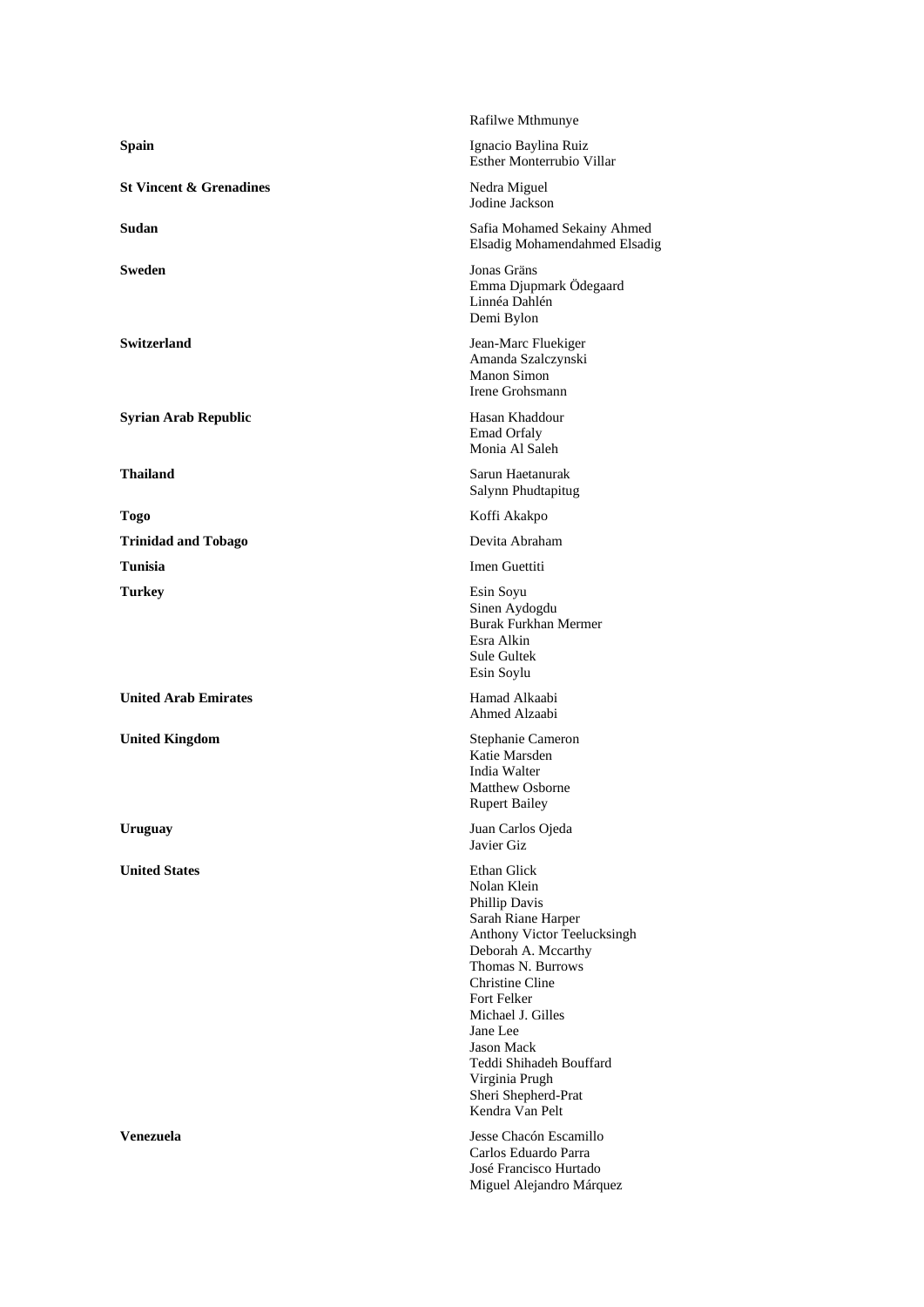| | |
|---|---|
| | Rafilwe Mthmunye |
| **Spain** | Ignacio Baylina Ruiz<br>Esther Monterrubio Villar |
| **St Vincent & Grenadines** | Nedra Miguel<br>Jodine Jackson |
| **Sudan** | Safia Mohamed Sekainy Ahmed<br>Elsadig Mohamendahmed Elsadig |
| **Sweden** | Jonas Gräns<br>Emma Djupmark Ödegaard<br>Linnéa Dahlén<br>Demi Bylon |
| **Switzerland** | Jean-Marc Fluekiger<br>Amanda Szalczynski<br>Manon Simon<br>Irene Grohsmann |
| **Syrian Arab Republic** | Hasan Khaddour<br>Emad Orfaly<br>Monia Al Saleh |
| **Thailand** | Sarun Haetanurak<br>Salynn Phudtapitug |
| **Togo** | Koffi Akakpo |
| **Trinidad and Tobago** | Devita Abraham |
| **Tunisia** | Imen Guettiti |
| **Turkey** | Esin Soyu<br>Sinen Aydogdu<br>Burak Furkhan Mermer<br>Esra Alkin<br>Sule Gultek<br>Esin Soylu |
| **United Arab Emirates** | Hamad Alkaabi<br>Ahmed Alzaabi |
| **United Kingdom** | Stephanie Cameron<br>Katie Marsden<br>India Walter<br>Matthew Osborne<br>Rupert Bailey |
| **Uruguay** | Juan Carlos Ojeda<br>Javier Giz |
| **United States** | Ethan Glick<br>Nolan Klein<br>Phillip Davis<br>Sarah Riane Harper<br>Anthony Victor Teelucksingh<br>Deborah A. Mccarthy<br>Thomas N. Burrows<br>Christine Cline<br>Fort Felker<br>Michael J. Gilles<br>Jane Lee<br>Jason Mack<br>Teddi Shihadeh Bouffard<br>Virginia Prugh<br>Sheri Shepherd-Prat<br>Kendra Van Pelt |
| **Venezuela** | Jesse Chacón Escamillo<br>Carlos Eduardo Parra<br>José Francisco Hurtado<br>Miguel Alejandro Márquez |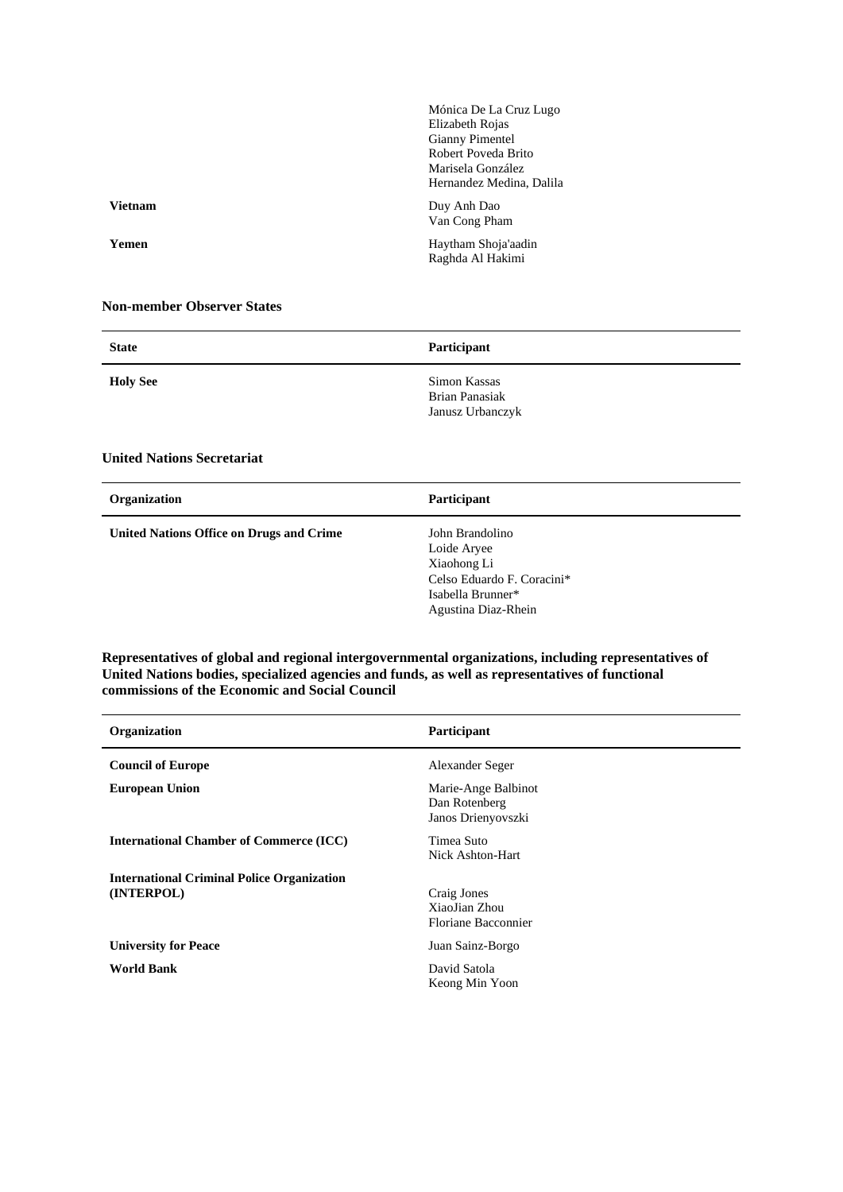| | |
|---|---|
| | Mónica De La Cruz Lugo<br>Elizabeth Rojas<br>Gianny Pimentel<br>Robert Poveda Brito<br>Marisela González<br>Hernandez Medina, Dalila |
| **Vietnam** | Duy Anh Dao<br>Van Cong Pham |
| **Yemen** | Haytham Shoja'aadin<br>Raghda Al Hakimi |

**Non-member Observer States**

| State | Participant |
|---|---|
| **Holy See** | Simon Kassas<br>Brian Panasiak<br>Janusz Urbanczyk |

**United Nations Secretariat**

| Organization | Participant |
|---|---|
| **United Nations Office on Drugs and Crime** | John Brandolino<br>Loide Aryee<br>Xiaohong Li<br>Celso Eduardo F. Coracini*<br>Isabella Brunner*<br>Agustina Diaz-Rhein |

**Representatives of global and regional intergovernmental organizations, including representatives of United Nations bodies, specialized agencies and funds, as well as representatives of functional commissions of the Economic and Social Council**

| Organization | Participant |
|---|---|
| **Council of Europe** | Alexander Seger |
| **European Union** | Marie-Ange Balbinot<br>Dan Rotenberg<br>Janos Drienyovszki |
| **International Chamber of Commerce (ICC)** | Timea Suto<br>Nick Ashton-Hart |
| **International Criminal Police Organization (INTERPOL)** | Craig Jones<br>XiaoJian Zhou<br>Floriane Bacconnier |
| **University for Peace** | Juan Sainz-Borgo |
| **World Bank** | David Satola<br>Keong Min Yoon |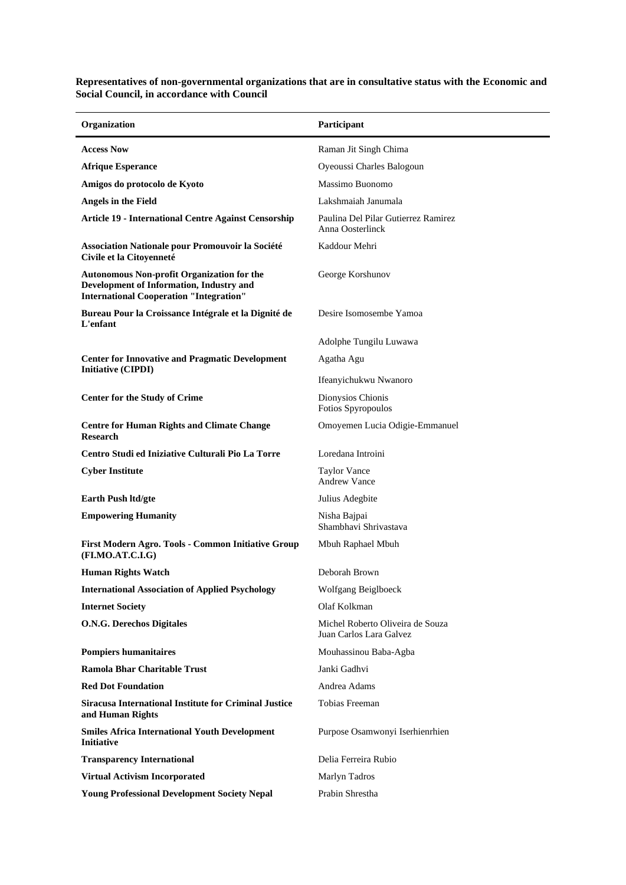**Representatives of non-governmental organizations that are in consultative status with the Economic and Social Council, in accordance with Council**

| Organization | Participant |
|---|---|
| **Access Now** | Raman Jit Singh Chima |
| **Afrique Esperance** | Oyeoussi Charles Balogoun |
| **Amigos do protocolo de Kyoto** | Massimo Buonomo |
| **Angels in the Field** | Lakshmaiah Janumala |
| **Article 19 - International Centre Against Censorship** | Paulina Del Pilar Gutierrez Ramirez<br>Anna Oosterlinck |
| **Association Nationale pour Promouvoir la Société Civile et la Citoyenneté** | Kaddour Mehri |
| **Autonomous Non-profit Organization for the Development of Information, Industry and International Cooperation "Integration"** | George Korshunov |
| **Bureau Pour la Croissance Intégrale et la Dignité de L'enfant** | Desire Isomosembe Yamoa |
| | Adolphe Tungilu Luwawa |
| **Center for Innovative and Pragmatic Development Initiative (CIPDI)** | Agatha Agu |
| | Ifeanyichukwu Nwanoro |
| **Center for the Study of Crime** | Dionysios Chionis<br>Fotios Spyropoulos |
| **Centre for Human Rights and Climate Change Research** | Omoyemen Lucia Odigie-Emmanuel |
| **Centro Studi ed Iniziative Culturali Pio La Torre** | Loredana Introini |
| **Cyber Institute** | Taylor Vance<br>Andrew Vance |
| **Earth Push ltd/gte** | Julius Adegbite |
| **Empowering Humanity** | Nisha Bajpai<br>Shambhavi Shrivastava |
| **First Modern Agro. Tools - Common Initiative Group (FI.MO.AT.C.I.G)** | Mbuh Raphael Mbuh |
| **Human Rights Watch** | Deborah Brown |
| **International Association of Applied Psychology** | Wolfgang Beiglboeck |
| **Internet Society** | Olaf Kolkman |
| **O.N.G. Derechos Digitales** | Michel Roberto Oliveira de Souza<br>Juan Carlos Lara Galvez |
| **Pompiers humanitaires** | Mouhassinou Baba-Agba |
| **Ramola Bhar Charitable Trust** | Janki Gadhvi |
| **Red Dot Foundation** | Andrea Adams |
| **Siracusa International Institute for Criminal Justice and Human Rights** | Tobias Freeman |
| **Smiles Africa International Youth Development Initiative** | Purpose Osamwonyi Iserhienrhien |
| **Transparency International** | Delia Ferreira Rubio |
| **Virtual Activism Incorporated** | Marlyn Tadros |
| **Young Professional Development Society Nepal** | Prabin Shrestha |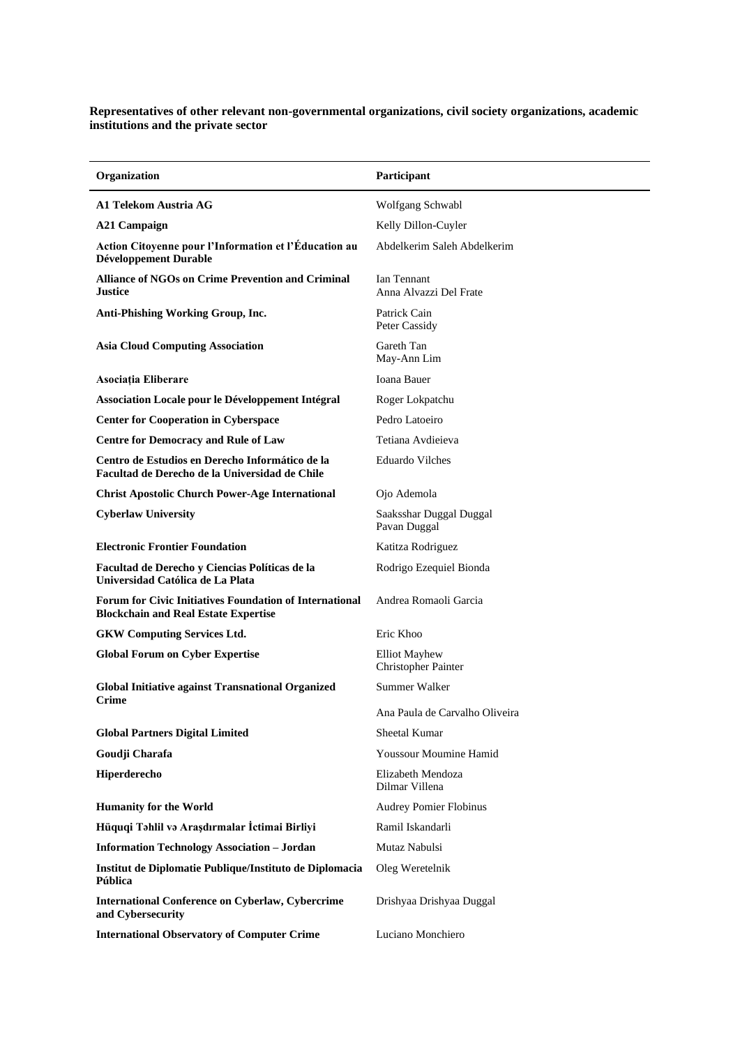**Representatives of other relevant non-governmental organizations, civil society organizations, academic institutions and the private sector**

| Organization | Participant |
|---|---|
| **A1 Telekom Austria AG** | Wolfgang Schwabl |
| **A21 Campaign** | Kelly Dillon-Cuyler |
| **Action Citoyenne pour l'Information et l'Éducation au Développement Durable** | Abdelkerim Saleh Abdelkerim |
| **Alliance of NGOs on Crime Prevention and Criminal Justice** | Ian Tennant<br>Anna Alvazzi Del Frate |
| **Anti-Phishing Working Group, Inc.** | Patrick Cain<br>Peter Cassidy |
| **Asia Cloud Computing Association** | Gareth Tan<br>May-Ann Lim |
| **Asociația Eliberare** | Ioana Bauer |
| **Association Locale pour le Développement Intégral** | Roger Lokpatchu |
| **Center for Cooperation in Cyberspace** | Pedro Latoeiro |
| **Centre for Democracy and Rule of Law** | Tetiana Avdieieva |
| **Centro de Estudios en Derecho Informático de la Facultad de Derecho de la Universidad de Chile** | Eduardo Vilches |
| **Christ Apostolic Church Power-Age International** | Ojo Ademola |
| **Cyberlaw University** | Saaksshar Duggal Duggal<br>Pavan Duggal |
| **Electronic Frontier Foundation** | Katitza Rodriguez |
| **Facultad de Derecho y Ciencias Políticas de la Universidad Católica de La Plata** | Rodrigo Ezequiel Bionda |
| **Forum for Civic Initiatives Foundation of International Blockchain and Real Estate Expertise** | Andrea Romaoli Garcia |
| **GKW Computing Services Ltd.** | Eric Khoo |
| **Global Forum on Cyber Expertise** | Elliot Mayhew<br>Christopher Painter |
| **Global Initiative against Transnational Organized Crime** | Summer Walker<br>Ana Paula de Carvalho Oliveira |
| **Global Partners Digital Limited** | Sheetal Kumar |
| **Goudji Charafa** | Youssour Moumine Hamid |
| **Hiperderecho** | Elizabeth Mendoza<br>Dilmar Villena |
| **Humanity for the World** | Audrey Pomier Flobinus |
| **Hüquqi Təhlil və Araşdırmalar İctimai Birliyi** | Ramil Iskandarli |
| **Information Technology Association – Jordan** | Mutaz Nabulsi |
| **Institut de Diplomatie Publique/Instituto de Diplomacia Pública** | Oleg Weretelnik |
| **International Conference on Cyberlaw, Cybercrime and Cybersecurity** | Drishyaa Drishyaa Duggal |
| **International Observatory of Computer Crime** | Luciano Monchiero |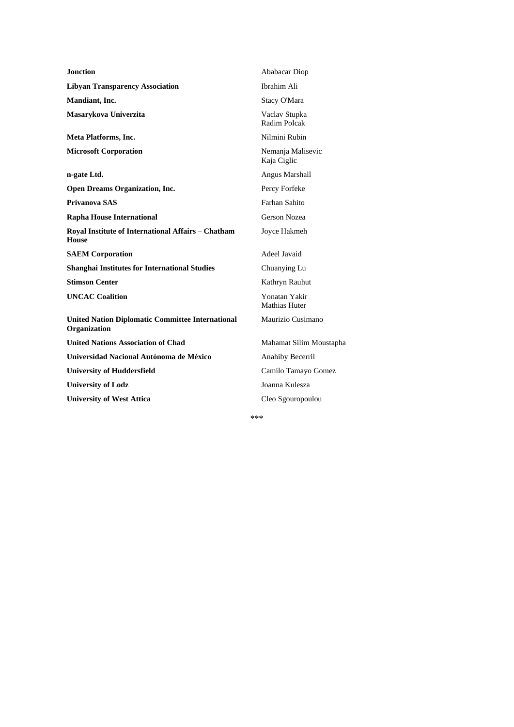| | |
|---|---|
| **Jonction** | Ababacar Diop |
| **Libyan Transparency Association** | Ibrahim Ali |
| **Mandiant, Inc.** | Stacy O'Mara |
| **Masarykova Univerzita** | Vaclav Stupka<br>Radim Polcak |
| **Meta Platforms, Inc.** | Nilmini Rubin |
| **Microsoft Corporation** | Nemanja Malisevic<br>Kaja Ciglic |
| **n-gate Ltd.** | Angus Marshall |
| **Open Dreams Organization, Inc.** | Percy Forfeke |
| **Privanova SAS** | Farhan Sahito |
| **Rapha House International** | Gerson Nozea |
| **Royal Institute of International Affairs – Chatham House** | Joyce Hakmeh |
| **SAEM Corporation** | Adeel Javaid |
| **Shanghai Institutes for International Studies** | Chuanying Lu |
| **Stimson Center** | Kathryn Rauhut |
| **UNCAC Coalition** | Yonatan Yakir<br>Mathias Huter |
| **United Nation Diplomatic Committee International Organization** | Maurizio Cusimano |
| **United Nations Association of Chad** | Mahamat Silim Moustapha |
| **Universidad Nacional Autónoma de México** | Anahiby Becerril |
| **University of Huddersfield** | Camilo Tamayo Gomez |
| **University of Lodz** | Joanna Kulesza |
| **University of West Attica** | Cleo Sgouropoulou |

***